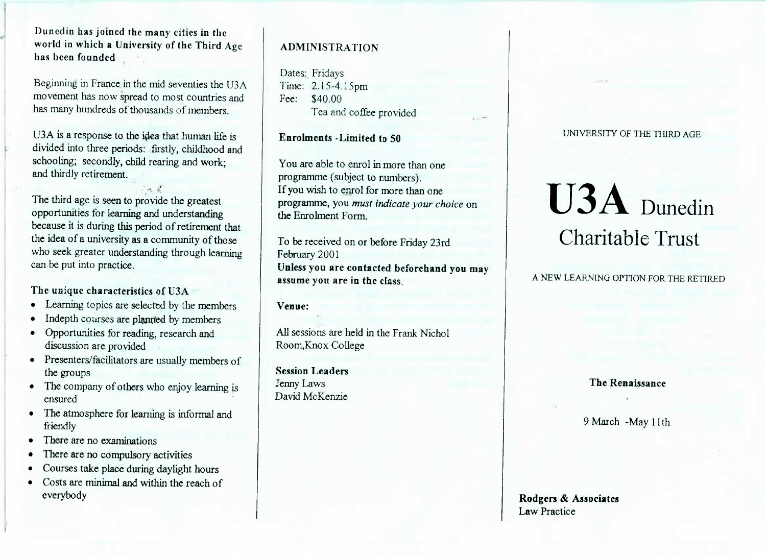**Dunedin has joined the many cities in the world in which a University of the Third Age has been founded**

Beginning in France in the mid seventies the U3A movement has now spread to most countries and has many hundreds of thousands of members.

U3A is a response to the idea that human life is divided into three periods: firstly, childhood and schooling; secondly, child rearing and work; and thirdly retirement.

The third age is seen to provide the greatest opportunities for learning and understanding because it is during this period of retirement that the idea of a university as a community of those who seek greater understanding through learning can be put into practice.

**The unique characteristics of U3A**

- Learning topics are selected by the members
- Indepth courses are planned by members
- Opportunities for reading, research and discussion are provided
- Presenters/facilitators are usually members of the groups
- The company of others who enjoy learning is ensured
- The atmosphere for learning is informal and friendly
- There are no examinations
- There are no compulsory activities
- Courses take place during daylight hours
- Costs are minimal and within the reach of everybody

## ADMINISTRATION

Dates: Fridays
Time: 2.15-4.15pm
Fee: $40.00
Tea and coffee provided

**Enrolments -Limited to 50**

You are able to enrol in more than one programme (subject to numbers).
If you wish to enrol for more than one programme, you *must indicate your choice* on the Enrolment Form.

To be received on or before Friday 23rd February 2001
**Unless you are contacted beforehand you may assume you are in the class.**

**Venue:**

All sessions are held in the Frank Nichol Room,Knox College

**Session Leaders**
Jenny Laws
David McKenzie

UNIVERSITY OF THE THIRD AGE

# U3A Dunedin

## Charitable Trust

A NEW LEARNING OPTION FOR THE RETIRED

**The Renaissance**

9 March -May 11th

**Rodgers & Associates**
Law Practice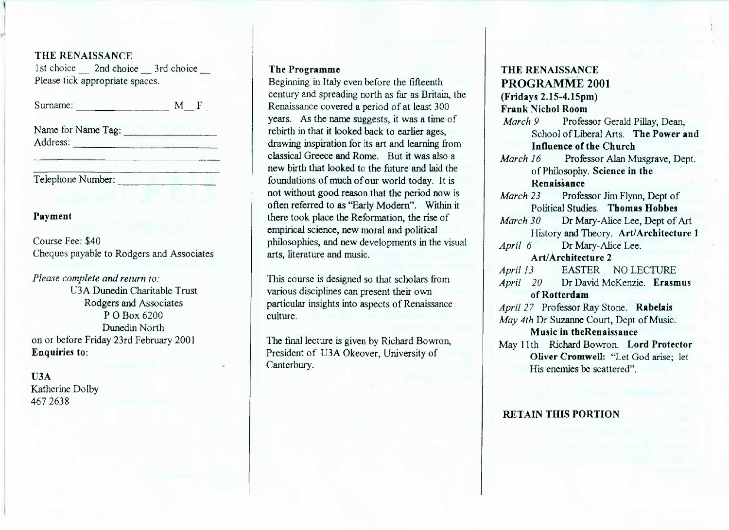## THE RENAISSANCE

1st choice __ 2nd choice __ 3rd choice __
Please tick appropriate spaces.

Surname: ________________ M__ F__

Name for Name Tag: ________________
Address: ________________________

________________________________

________________________________

Telephone Number: ________________

**Payment**

Course Fee: $40
Cheques payable to Rodgers and Associates

*Please complete and return to:*
U3A Dunedin Charitable Trust
Rodgers and Associates
P O Box 6200
Dunedin North
on or before Friday 23rd February 2001

**Enquiries to**:

**U3A**
Katherine Dolby
467 2638

**The Programme**

Beginning in Italy even before the fifteenth century and spreading north as far as Britain, the Renaissance covered a period of at least 300 years. As the name suggests, it was a time of rebirth in that it looked back to earlier ages, drawing inspiration for its art and learning from classical Greece and Rome. But it was also a new birth that looked to the future and laid the foundations of much of our world today. It is not without good reason that the period now is often referred to as "Early Modern". Within it there took place the Reformation, the rise of empirical science, new moral and political philosophies, and new developments in the visual arts, literature and music.

This course is designed so that scholars from various disciplines can present their own particular insights into aspects of Renaissance culture.

The final lecture is given by Richard Bowron, President of U3A Okeover, University of Canterbury.

## THE RENAISSANCE PROGRAMME 2001

**(Fridays 2.15-4.15pm)**

**Frank Nichol Room**

*March 9* Professor Gerald Pillay, Dean, School of Liberal Arts. **The Power and Influence of the Church**

*March 16* Professor Alan Musgrave, Dept. of Philosophy. **Science in the Renaissance**

*March 23* Professor Jim Flynn, Dept of Political Studies. **Thomas Hobbes**

*March 30* Dr Mary-Alice Lee, Dept of Art History and Theory. **Art/Architecture 1**

*April 6* Dr Mary-Alice Lee. **Art/Architecture 2**

*April 13* EASTER NO LECTURE

*April 20* Dr David McKenzie. **Erasmus of Rotterdam**

*April 27* Professor Ray Stone. **Rabelais**

*May 4th* Dr Suzanne Court, Dept of Music. **Music in theRenaissance**

May 11th Richard Bowron. **Lord Protector Oliver Cromwell:** "Let God arise; let His enemies be scattered".

**RETAIN THIS PORTION**